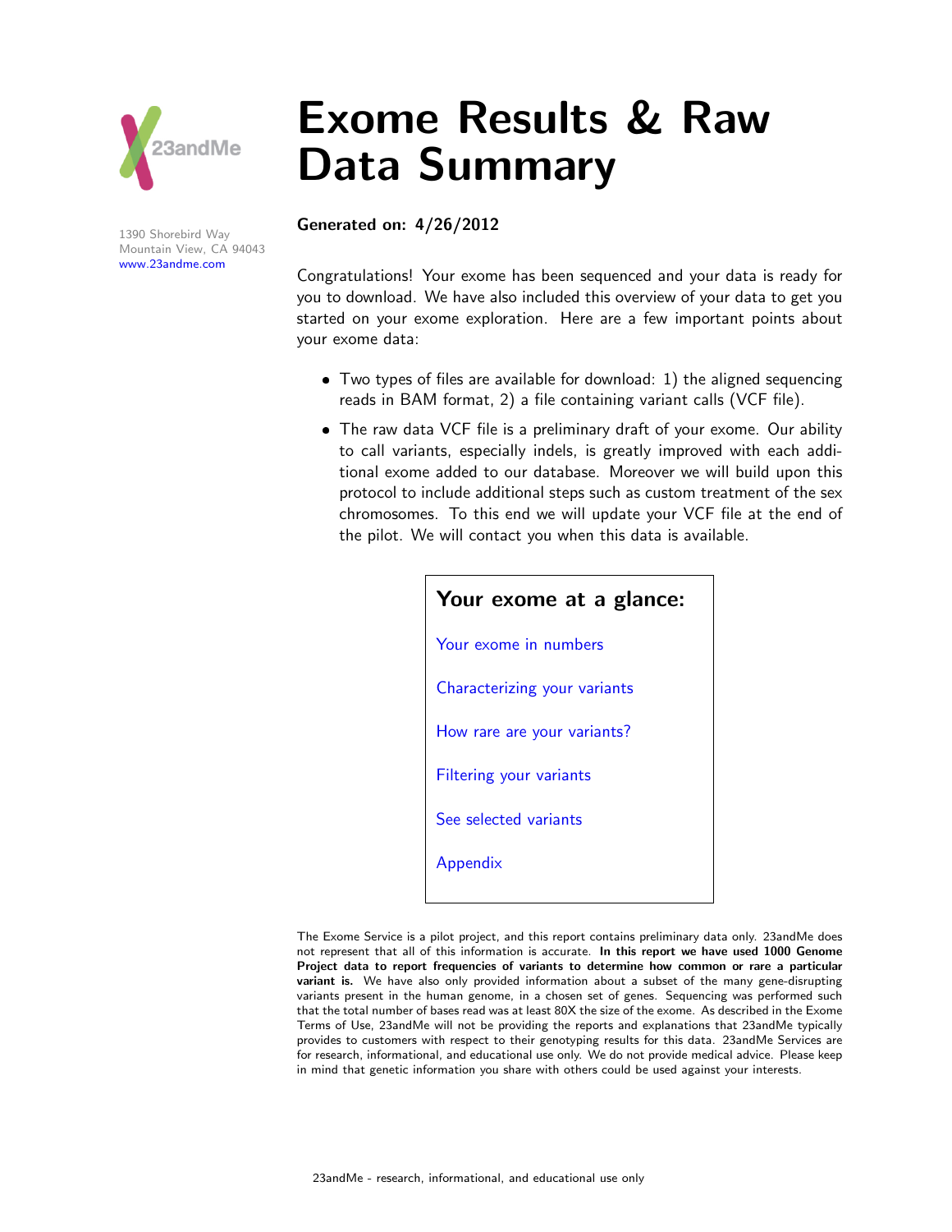23andMe

1390 Shorebird Way
Mountain View, CA 94043
www.23andme.com

# Exome Results & Raw Data Summary

**Generated on: 4/26/2012**

Congratulations! Your exome has been sequenced and your data is ready for you to download. We have also included this overview of your data to get you started on your exome exploration. Here are a few important points about your exome data:

- Two types of files are available for download: 1) the aligned sequencing reads in BAM format, 2) a file containing variant calls (VCF file).
- The raw data VCF file is a preliminary draft of your exome. Our ability to call variants, especially indels, is greatly improved with each additional exome added to our database. Moreover we will build upon this protocol to include additional steps such as custom treatment of the sex chromosomes. To this end we will update your VCF file at the end of the pilot. We will contact you when this data is available.

## Your exome at a glance:

Your exome in numbers

Characterizing your variants

How rare are your variants?

Filtering your variants

See selected variants

Appendix

The Exome Service is a pilot project, and this report contains preliminary data only. 23andMe does not represent that all of this information is accurate. **In this report we have used 1000 Genome Project data to report frequencies of variants to determine how common or rare a particular variant is.** We have also only provided information about a subset of the many gene-disrupting variants present in the human genome, in a chosen set of genes. Sequencing was performed such that the total number of bases read was at least 80X the size of the exome. As described in the Exome Terms of Use, 23andMe will not be providing the reports and explanations that 23andMe typically provides to customers with respect to their genotyping results for this data. 23andMe Services are for research, informational, and educational use only. We do not provide medical advice. Please keep in mind that genetic information you share with others could be used against your interests.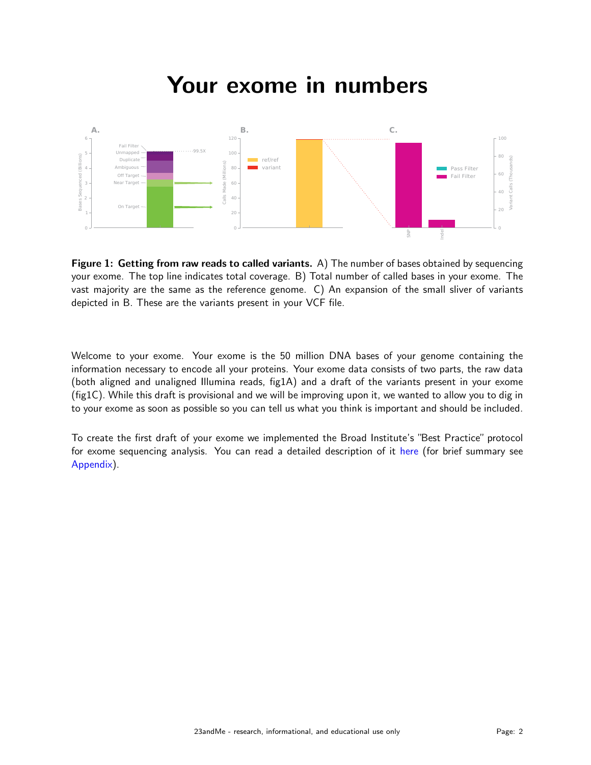# Your exome in numbers

**Figure 1: Getting from raw reads to called variants.** A) The number of bases obtained by sequencing your exome. The top line indicates total coverage. B) Total number of called bases in your exome. The vast majority are the same as the reference genome. C) An expansion of the small sliver of variants depicted in B. These are the variants present in your VCF file.

Welcome to your exome. Your exome is the 50 million DNA bases of your genome containing the information necessary to encode all your proteins. Your exome data consists of two parts, the raw data (both aligned and unaligned Illumina reads, fig1A) and a draft of the variants present in your exome (fig1C). While this draft is provisional and we will be improving upon it, we wanted to allow you to dig in to your exome as soon as possible so you can tell us what you think is important and should be included.

To create the first draft of your exome we implemented the Broad Institute's "Best Practice" protocol for exome sequencing analysis. You can read a detailed description of it here (for brief summary see Appendix).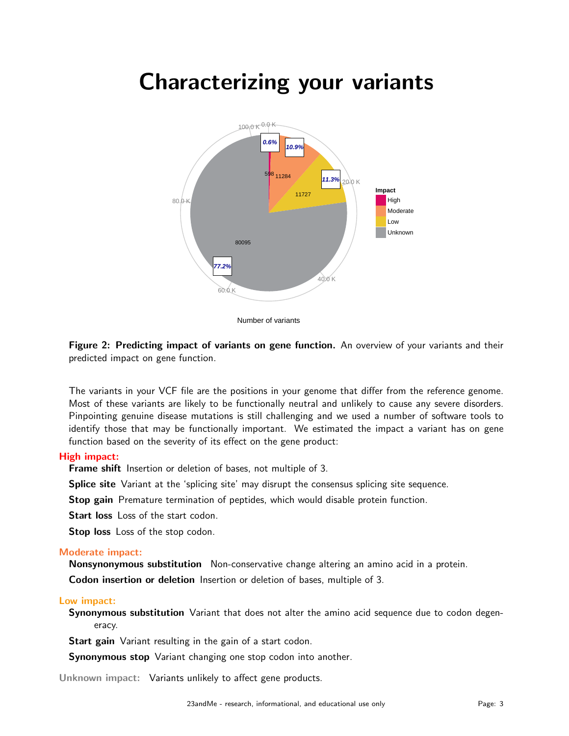# Characterizing your variants

**Figure 2: Predicting impact of variants on gene function.** An overview of your variants and their predicted impact on gene function.

The variants in your VCF file are the positions in your genome that differ from the reference genome. Most of these variants are likely to be functionally neutral and unlikely to cause any severe disorders. Pinpointing genuine disease mutations is still challenging and we used a number of software tools to identify those that may be functionally important. We estimated the impact a variant has on gene function based on the severity of its effect on the gene product:

**High impact:**

- **Frame shift** Insertion or deletion of bases, not multiple of 3.
- **Splice site** Variant at the 'splicing site' may disrupt the consensus splicing site sequence.
- **Stop gain** Premature termination of peptides, which would disable protein function.
- **Start loss** Loss of the start codon.
- **Stop loss** Loss of the stop codon.

**Moderate impact:**

- **Nonsynonymous substitution** Non-conservative change altering an amino acid in a protein.
- **Codon insertion or deletion** Insertion or deletion of bases, multiple of 3.

**Low impact:**

- **Synonymous substitution** Variant that does not alter the amino acid sequence due to codon degeneracy.
- **Start gain** Variant resulting in the gain of a start codon.
- **Synonymous stop** Variant changing one stop codon into another.

**Unknown impact:** Variants unlikely to affect gene products.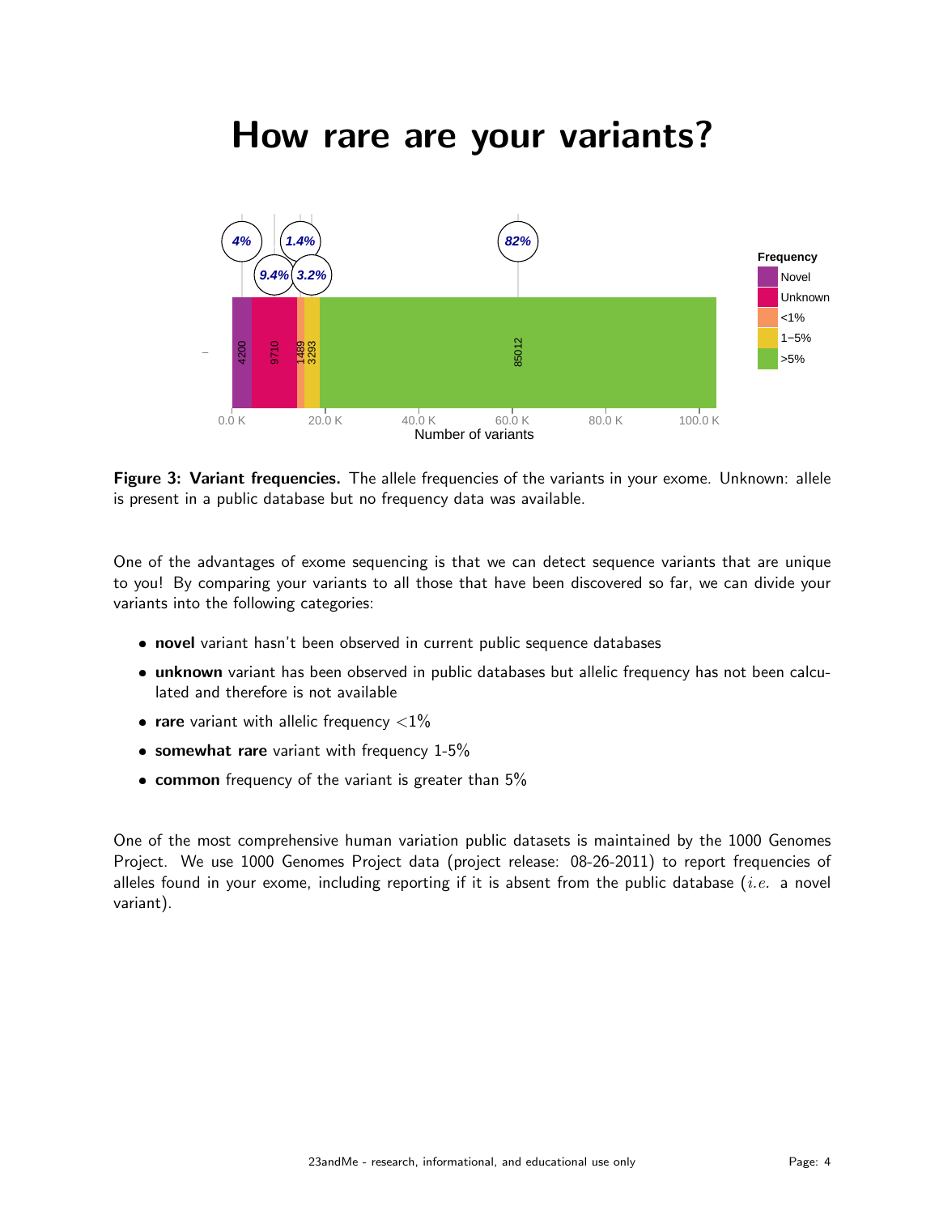# How rare are your variants?

**Figure 3: Variant frequencies.** The allele frequencies of the variants in your exome. Unknown: allele is present in a public database but no frequency data was available.

One of the advantages of exome sequencing is that we can detect sequence variants that are unique to you! By comparing your variants to all those that have been discovered so far, we can divide your variants into the following categories:

- **novel** variant hasn't been observed in current public sequence databases
- **unknown** variant has been observed in public databases but allelic frequency has not been calculated and therefore is not available
- **rare** variant with allelic frequency $<1\%$
- **somewhat rare** variant with frequency 1-5%
- **common** frequency of the variant is greater than 5%

One of the most comprehensive human variation public datasets is maintained by the 1000 Genomes Project. We use 1000 Genomes Project data (project release: 08-26-2011) to report frequencies of alleles found in your exome, including reporting if it is absent from the public database (*i.e.* a novel variant).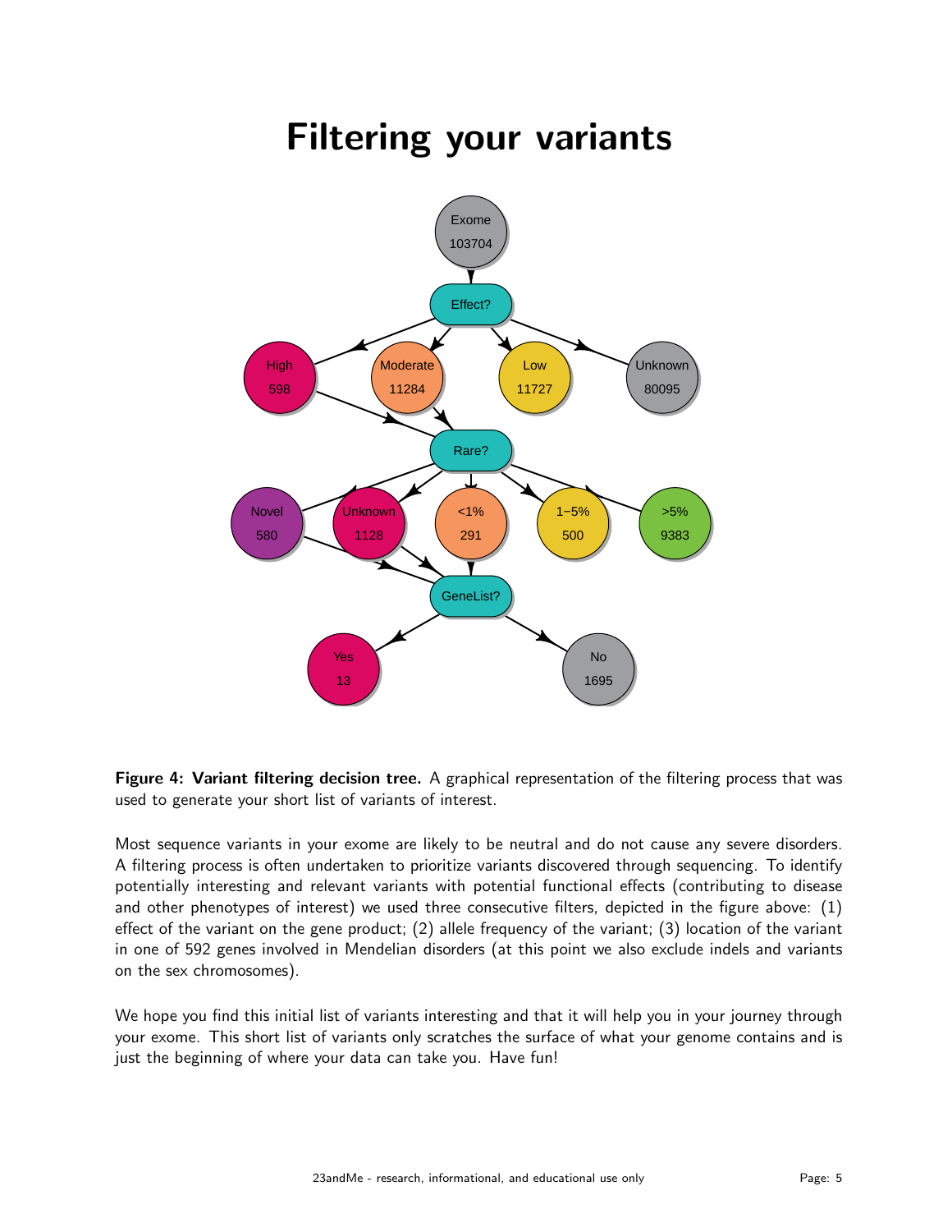# Filtering your variants

**Figure 4: Variant filtering decision tree.** A graphical representation of the filtering process that was used to generate your short list of variants of interest.

Most sequence variants in your exome are likely to be neutral and do not cause any severe disorders. A filtering process is often undertaken to prioritize variants discovered through sequencing. To identify potentially interesting and relevant variants with potential functional effects (contributing to disease and other phenotypes of interest) we used three consecutive filters, depicted in the figure above: (1) effect of the variant on the gene product; (2) allele frequency of the variant; (3) location of the variant in one of 592 genes involved in Mendelian disorders (at this point we also exclude indels and variants on the sex chromosomes).

We hope you find this initial list of variants interesting and that it will help you in your journey through your exome. This short list of variants only scratches the surface of what your genome contains and is just the beginning of where your data can take you. Have fun!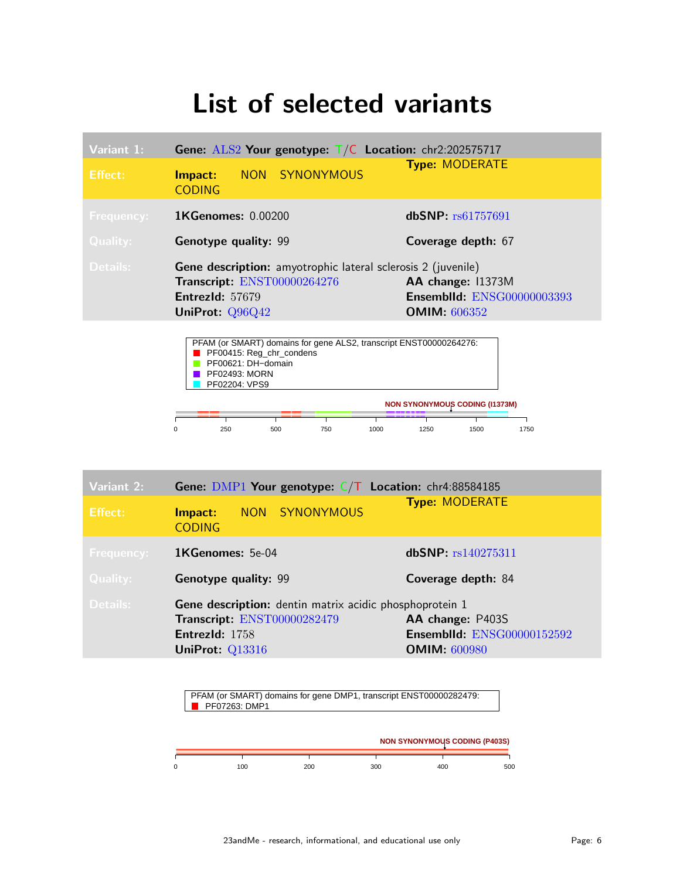# List of selected variants

| Variant 1: | Gene: ALS2 Your genotype: T/C Location: chr2:202575717 | |
|---|---|---|
| Effect: | Impact: NON SYNONYMOUS CODING | Type: MODERATE |
| Frequency: | 1KGenomes: 0.00200 | dbSNP: rs61757691 |
| Quality: | Genotype quality: 99 | Coverage depth: 67 |
| Details: | Gene description: amyotrophic lateral sclerosis 2 (juvenile) | |
| | Transcript: ENST00000264276 | AA change: I1373M |
| | EntrezId: 57679 | EnsemblId: ENSG00000003393 |
| | UniProt: Q96Q42 | OMIM: 606352 |

PFAM (or SMART) domains for gene ALS2, transcript ENST00000264276:
- PF00415: Reg_chr_condens
- PF00621: DH−domain
- PF02493: MORN
- PF02204: VPS9

NON SYNONYMOUS CODING (I1373M)

0 250 500 750 1000 1250 1500 1750

| Variant 2: | Gene: DMP1 Your genotype: C/T Location: chr4:88584185 | |
|---|---|---|
| Effect: | Impact: NON SYNONYMOUS CODING | Type: MODERATE |
| Frequency: | 1KGenomes: 5e-04 | dbSNP: rs140275311 |
| Quality: | Genotype quality: 99 | Coverage depth: 84 |
| Details: | Gene description: dentin matrix acidic phosphoprotein 1 | |
| | Transcript: ENST00000282479 | AA change: P403S |
| | EntrezId: 1758 | EnsemblId: ENSG00000152592 |
| | UniProt: Q13316 | OMIM: 600980 |

PFAM (or SMART) domains for gene DMP1, transcript ENST00000282479:
- PF07263: DMP1

NON SYNONYMOUS CODING (P403S)

0 100 200 300 400 500

23andMe - research, informational, and educational use only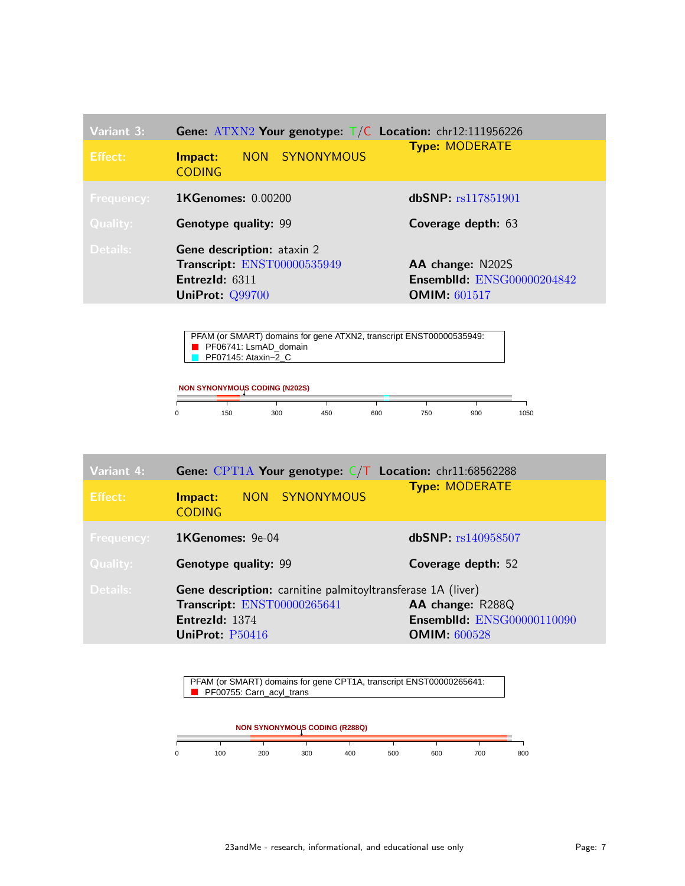| Variant 3: | Gene: ATXN2 Your genotype: T/C | Location: chr12:111956226 |
|---|---|---|
| Effect: | Impact: NON SYNONYMOUS CODING | Type: MODERATE |
| Frequency: | 1KGenomes: 0.00200 | dbSNP: rs117851901 |
| Quality: | Genotype quality: 99 | Coverage depth: 63 |
| Details: | Gene description: ataxin 2 | |
| | Transcript: ENST00000535949 | AA change: N202S |
| | EntrezId: 6311 | EnsemblId: ENSG00000204842 |
| | UniProt: Q99700 | OMIM: 601517 |

PFAM (or SMART) domains for gene ATXN2, transcript ENST00000535949:
- PF06741: LsmAD_domain
- PF07145: Ataxin−2_C

NON SYNONYMOUS CODING (N202S)

0 150 300 450 600 750 900 1050

| Variant 4: | Gene: CPT1A Your genotype: C/T | Location: chr11:68562288 |
|---|---|---|
| Effect: | Impact: NON SYNONYMOUS CODING | Type: MODERATE |
| Frequency: | 1KGenomes: 9e-04 | dbSNP: rs140958507 |
| Quality: | Genotype quality: 99 | Coverage depth: 52 |
| Details: | Gene description: carnitine palmitoyltransferase 1A (liver) | |
| | Transcript: ENST00000265641 | AA change: R288Q |
| | EntrezId: 1374 | EnsemblId: ENSG00000110090 |
| | UniProt: P50416 | OMIM: 600528 |

PFAM (or SMART) domains for gene CPT1A, transcript ENST00000265641:
- PF00755: Carn_acyl_trans

NON SYNONYMOUS CODING (R288Q)

0 100 200 300 400 500 600 700 800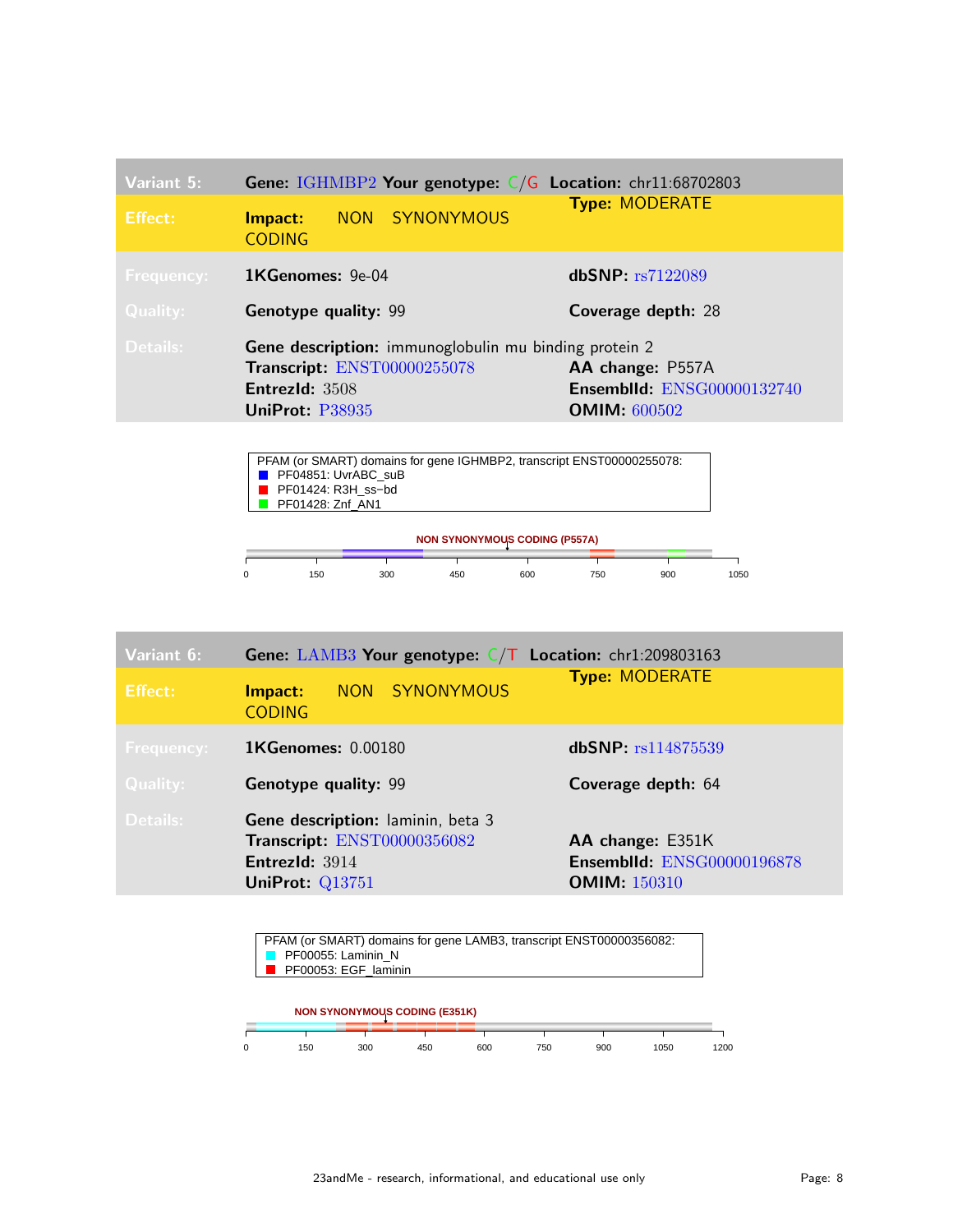| Variant 5: | Gene: IGHMBP2 Your genotype: C/G | Location: chr11:68702803 |
|---|---|---|
| Effect: | Impact: NON SYNONYMOUS CODING | Type: MODERATE |
| Frequency: | 1KGenomes: 9e-04 | dbSNP: rs7122089 |
| Quality: | Genotype quality: 99 | Coverage depth: 28 |
| Details: | Gene description: immunoglobulin mu binding protein 2 | |
| | Transcript: ENST00000255078 | AA change: P557A |
| | EntrezId: 3508 | EnsemblId: ENSG00000132740 |
| | UniProt: P38935 | OMIM: 600502 |

PFAM (or SMART) domains for gene IGHMBP2, transcript ENST00000255078:

- PF04851: UvrABC_suB
- PF01424: R3H_ss−bd
- PF01428: Znf_AN1

NON SYNONYMOUS CODING (P557A)

0 150 300 450 600 750 900 1050

| Variant 6: | Gene: LAMB3 Your genotype: C/T | Location: chr1:209803163 |
|---|---|---|
| Effect: | Impact: NON SYNONYMOUS CODING | Type: MODERATE |
| Frequency: | 1KGenomes: 0.00180 | dbSNP: rs114875539 |
| Quality: | Genotype quality: 99 | Coverage depth: 64 |
| Details: | Gene description: laminin, beta 3 | |
| | Transcript: ENST00000356082 | AA change: E351K |
| | EntrezId: 3914 | EnsemblId: ENSG00000196878 |
| | UniProt: Q13751 | OMIM: 150310 |

PFAM (or SMART) domains for gene LAMB3, transcript ENST00000356082:

- PF00055: Laminin_N
- PF00053: EGF_laminin

NON SYNONYMOUS CODING (E351K)

0 150 300 450 600 750 900 1050 1200

23andMe - research, informational, and educational use only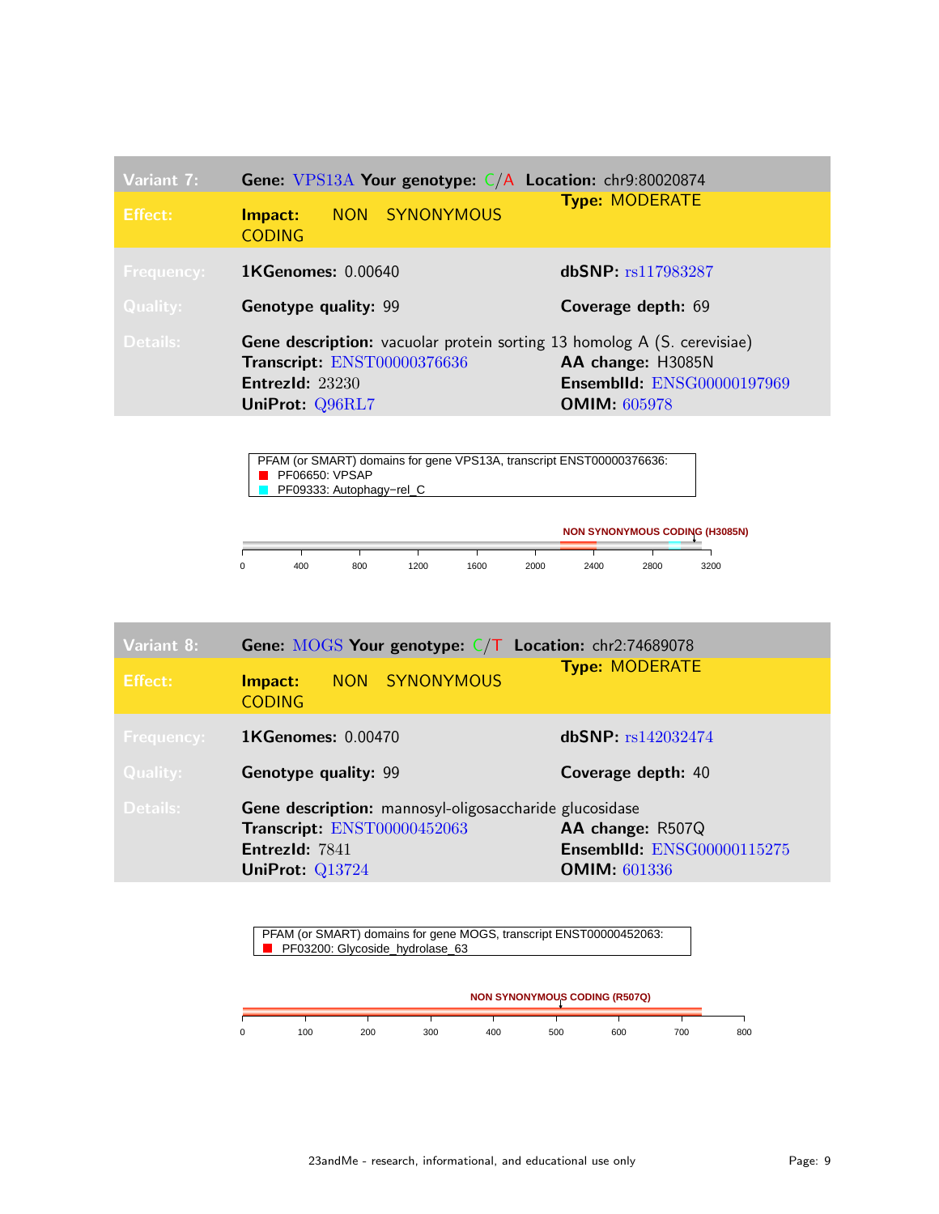| Variant 7: | Gene: VPS13A Your genotype: C/A Location: chr9:80020874 | |
|---|---|---|
| Effect: | Impact: NON SYNONYMOUS CODING | Type: MODERATE |
| Frequency: | 1KGenomes: 0.00640 | dbSNP: rs117983287 |
| Quality: | Genotype quality: 99 | Coverage depth: 69 |
| Details: | Gene description: vacuolar protein sorting 13 homolog A (S. cerevisiae) | |
| | Transcript: ENST00000376636 | AA change: H3085N |
| | EntrezId: 23230 | EnsemblId: ENSG00000197969 |
| | UniProt: Q96RL7 | OMIM: 605978 |

PFAM (or SMART) domains for gene VPS13A, transcript ENST00000376636:
- PF06650: VPSAP
- PF09333: Autophagy−rel_C

NON SYNONYMOUS CODING (H3085N)

0 400 800 1200 1600 2000 2400 2800 3200

| Variant 8: | Gene: MOGS Your genotype: C/T Location: chr2:74689078 | |
|---|---|---|
| Effect: | Impact: NON SYNONYMOUS CODING | Type: MODERATE |
| Frequency: | 1KGenomes: 0.00470 | dbSNP: rs142032474 |
| Quality: | Genotype quality: 99 | Coverage depth: 40 |
| Details: | Gene description: mannosyl-oligosaccharide glucosidase | |
| | Transcript: ENST00000452063 | AA change: R507Q |
| | EntrezId: 7841 | EnsemblId: ENSG00000115275 |
| | UniProt: Q13724 | OMIM: 601336 |

PFAM (or SMART) domains for gene MOGS, transcript ENST00000452063:
- PF03200: Glycoside_hydrolase_63

NON SYNONYMOUS CODING (R507Q)

0 100 200 300 400 500 600 700 800

23andMe - research, informational, and educational use only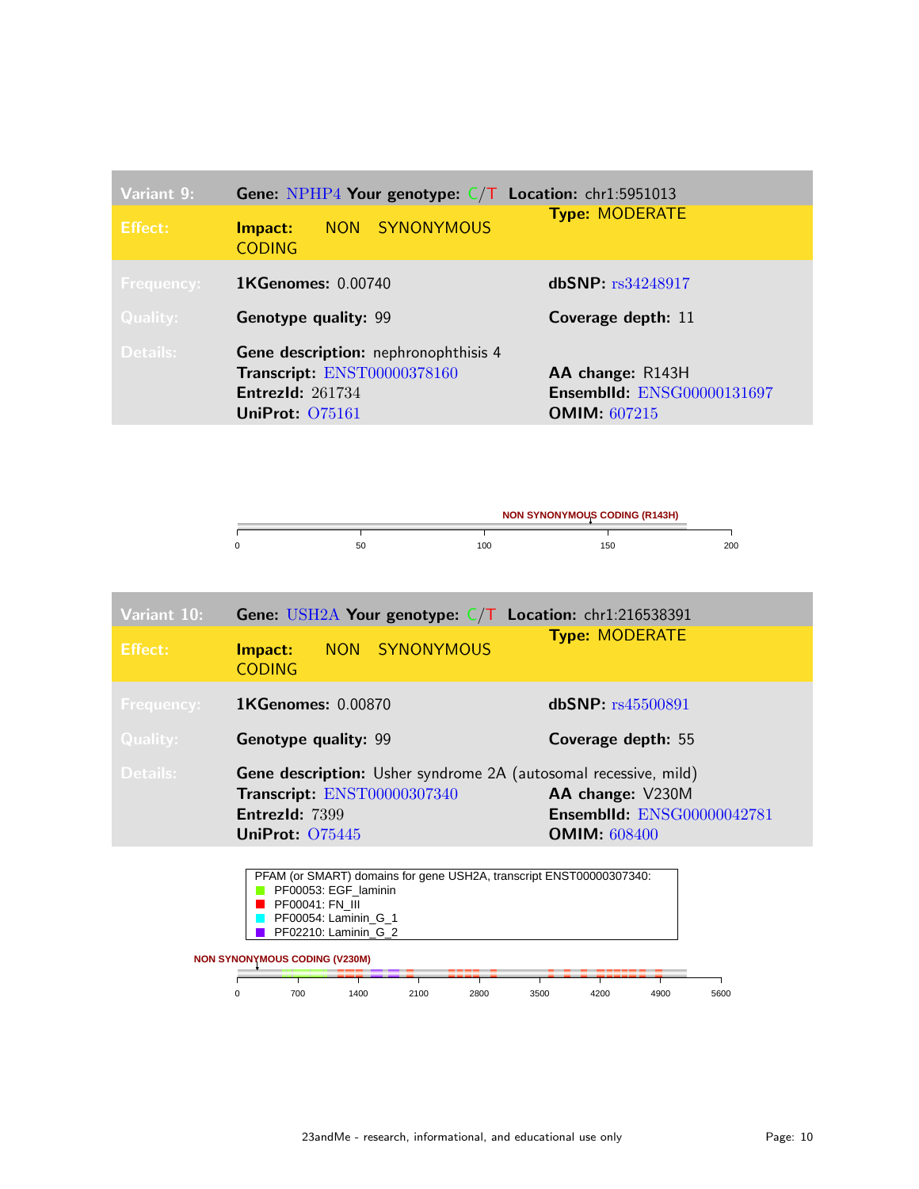| Variant 9: | Gene: NPHP4 Your genotype: C/T Location: chr1:5951013 | |
|---|---|---|
| Effect: | Impact: NON SYNONYMOUS CODING | Type: MODERATE |
| Frequency: | 1KGenomes: 0.00740 | dbSNP: rs34248917 |
| Quality: | Genotype quality: 99 | Coverage depth: 11 |
| Details: | Gene description: nephronophthisis 4 | |
| | Transcript: ENST00000378160 | AA change: R143H |
| | EntrezId: 261734 | EnsemblId: ENSG00000131697 |
| | UniProt: O75161 | OMIM: 607215 |

NON SYNONYMOUS CODING (R143H)

0 50 100 150 200

| Variant 10: | Gene: USH2A Your genotype: C/T Location: chr1:216538391 | |
|---|---|---|
| Effect: | Impact: NON SYNONYMOUS CODING | Type: MODERATE |
| Frequency: | 1KGenomes: 0.00870 | dbSNP: rs45500891 |
| Quality: | Genotype quality: 99 | Coverage depth: 55 |
| Details: | Gene description: Usher syndrome 2A (autosomal recessive, mild) | |
| | Transcript: ENST00000307340 | AA change: V230M |
| | EntrezId: 7399 | EnsemblId: ENSG00000042781 |
| | UniProt: O75445 | OMIM: 608400 |

PFAM (or SMART) domains for gene USH2A, transcript ENST00000307340:
- PF00053: EGF_laminin
- PF00041: FN_III
- PF00054: Laminin_G_1
- PF02210: Laminin_G_2

NON SYNONYMOUS CODING (V230M)

0 700 1400 2100 2800 3500 4200 4900 5600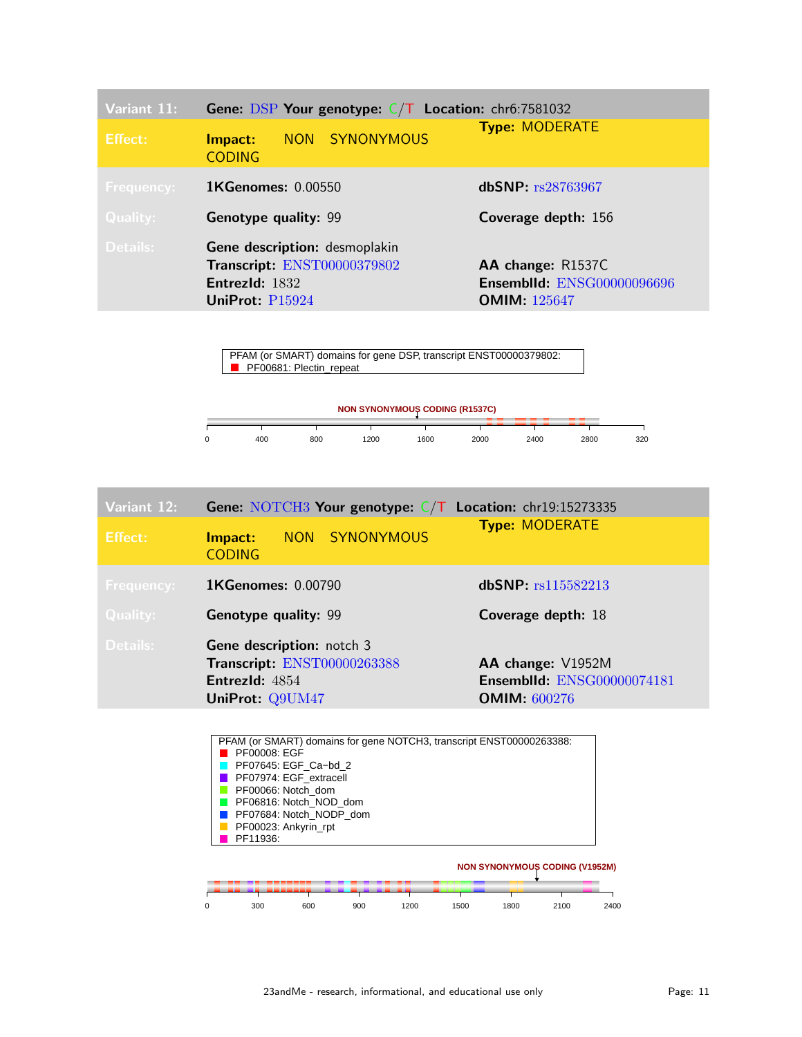| Variant 11: | Gene: DSP Your genotype: C/T Location: chr6:7581032 | |
|---|---|---|
| Effect: | Impact: NON SYNONYMOUS CODING | Type: MODERATE |
| Frequency: | 1KGenomes: 0.00550 | dbSNP: rs28763967 |
| Quality: | Genotype quality: 99 | Coverage depth: 156 |
| Details: | Gene description: desmoplakin | |
| | Transcript: ENST00000379802 | AA change: R1537C |
| | EntrezId: 1832 | EnsemblId: ENSG00000096696 |
| | UniProt: P15924 | OMIM: 125647 |

PFAM (or SMART) domains for gene DSP, transcript ENST00000379802:
- PF00681: Plectin_repeat

NON SYNONYMOUS CODING (R1537C)

0 400 800 1200 1600 2000 2400 2800 320

| Variant 12: | Gene: NOTCH3 Your genotype: C/T Location: chr19:15273335 | |
|---|---|---|
| Effect: | Impact: NON SYNONYMOUS CODING | Type: MODERATE |
| Frequency: | 1KGenomes: 0.00790 | dbSNP: rs115582213 |
| Quality: | Genotype quality: 99 | Coverage depth: 18 |
| Details: | Gene description: notch 3 | |
| | Transcript: ENST00000263388 | AA change: V1952M |
| | EntrezId: 4854 | EnsemblId: ENSG00000074181 |
| | UniProt: Q9UM47 | OMIM: 600276 |

PFAM (or SMART) domains for gene NOTCH3, transcript ENST00000263388:
- PF00008: EGF
- PF07645: EGF_Ca−bd_2
- PF07974: EGF_extracell
- PF00066: Notch_dom
- PF06816: Notch_NOD_dom
- PF07684: Notch_NODP_dom
- PF00023: Ankyrin_rpt
- PF11936:

NON SYNONYMOUS CODING (V1952M)

0 300 600 900 1200 1500 1800 2100 2400

23andMe - research, informational, and educational use only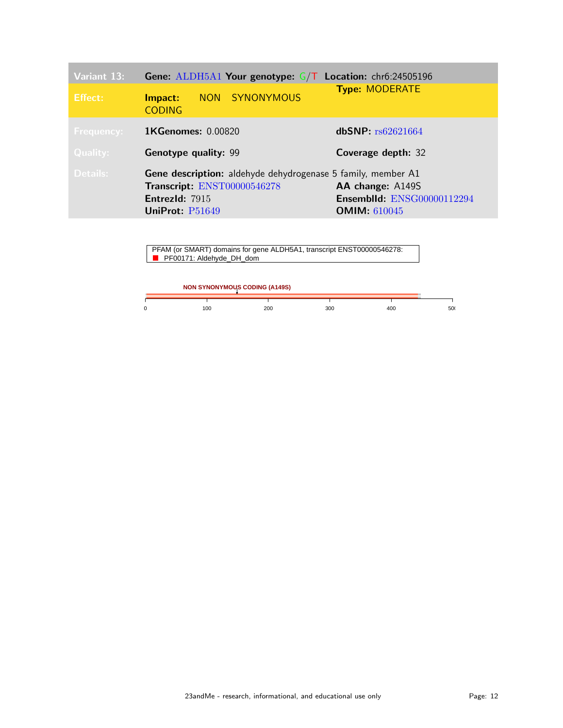| Variant 13: | Gene: ALDH5A1 Your genotype: G/T | Location: chr6:24505196 |
|---|---|---|
| Effect: | Impact: NON SYNONYMOUS CODING | Type: MODERATE |
| Frequency: | 1KGenomes: 0.00820 | dbSNP: rs62621664 |
| Quality: | Genotype quality: 99 | Coverage depth: 32 |
| Details: | Gene description: aldehyde dehydrogenase 5 family, member A1 | |
| | Transcript: ENST00000546278 | AA change: A149S |
| | EntrezId: 7915 | EnsemblId: ENSG00000112294 |
| | UniProt: P51649 | OMIM: 610045 |

PFAM (or SMART) domains for gene ALDH5A1, transcript ENST00000546278:
PF00171: Aldehyde_DH_dom

NON SYNONYMOUS CODING (A149S)

0 100 200 300 400 500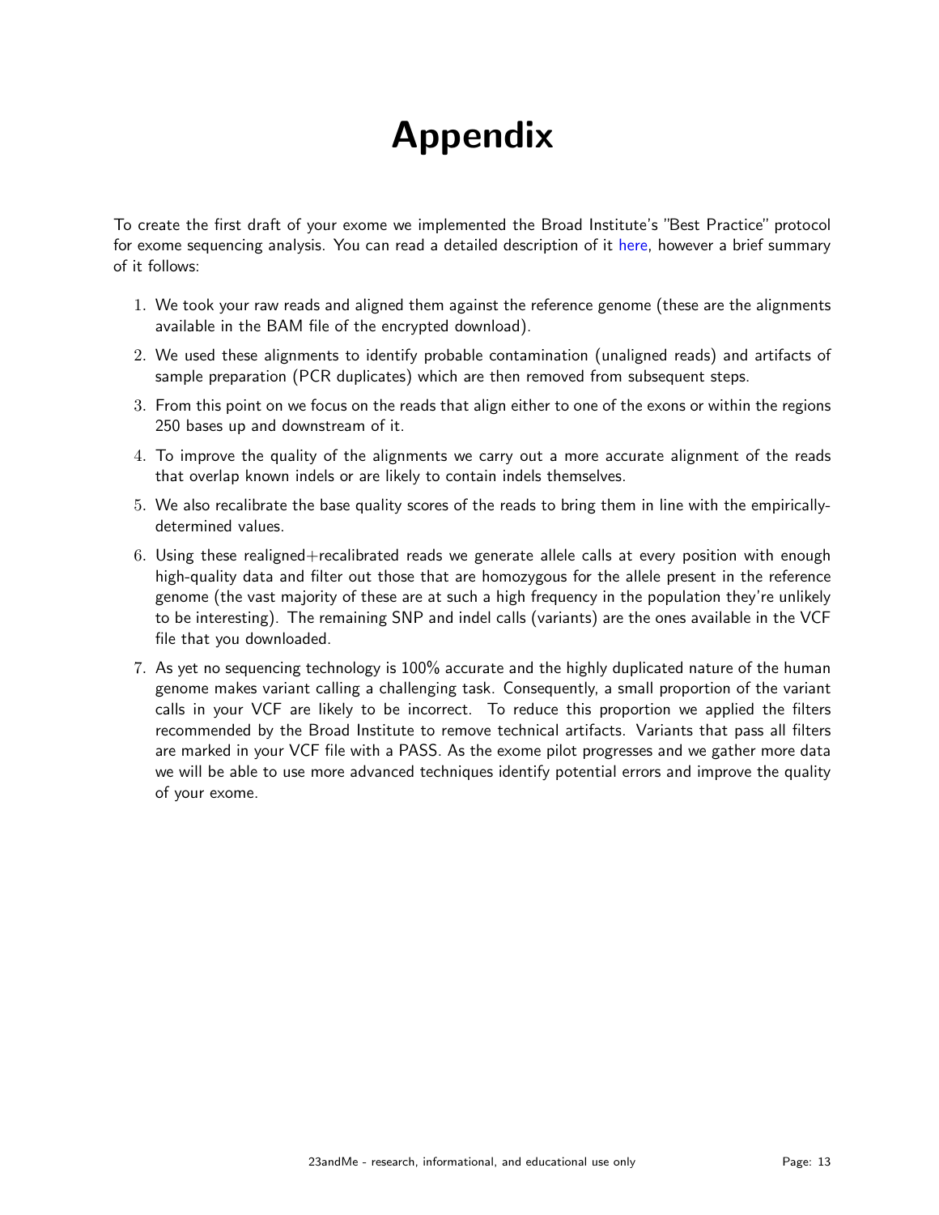# Appendix

To create the first draft of your exome we implemented the Broad Institute's "Best Practice" protocol for exome sequencing analysis. You can read a detailed description of it here, however a brief summary of it follows:

1. We took your raw reads and aligned them against the reference genome (these are the alignments available in the BAM file of the encrypted download).
2. We used these alignments to identify probable contamination (unaligned reads) and artifacts of sample preparation (PCR duplicates) which are then removed from subsequent steps.
3. From this point on we focus on the reads that align either to one of the exons or within the regions 250 bases up and downstream of it.
4. To improve the quality of the alignments we carry out a more accurate alignment of the reads that overlap known indels or are likely to contain indels themselves.
5. We also recalibrate the base quality scores of the reads to bring them in line with the empirically-determined values.
6. Using these realigned+recalibrated reads we generate allele calls at every position with enough high-quality data and filter out those that are homozygous for the allele present in the reference genome (the vast majority of these are at such a high frequency in the population they're unlikely to be interesting). The remaining SNP and indel calls (variants) are the ones available in the VCF file that you downloaded.
7. As yet no sequencing technology is 100% accurate and the highly duplicated nature of the human genome makes variant calling a challenging task. Consequently, a small proportion of the variant calls in your VCF are likely to be incorrect. To reduce this proportion we applied the filters recommended by the Broad Institute to remove technical artifacts. Variants that pass all filters are marked in your VCF file with a PASS. As the exome pilot progresses and we gather more data we will be able to use more advanced techniques identify potential errors and improve the quality of your exome.